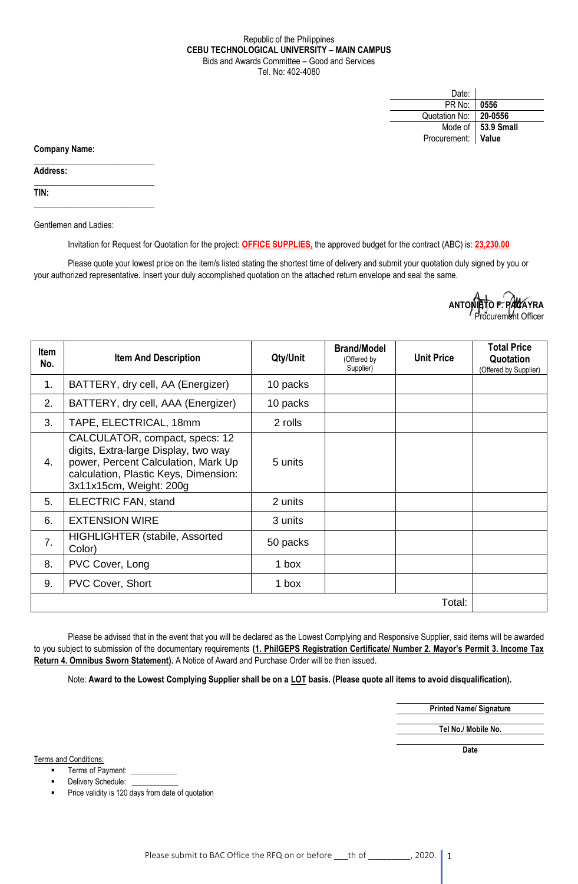Republic of the Philippines
**CEBU TECHNOLOGICAL UNIVERSITY – MAIN CAMPUS**
Bids and Awards Committee – Good and Services
Tel. No: 402-4080

| | |
|---|---|
| Date: | |
| PR No: | **0556** |
| Quotation No: | **20-0556** |
| Mode of Procurement: | **53.9 Small Value** |

**Company Name:** ____________________________

**Address:** ____________________________

**TIN:** ____________________________

Gentlemen and Ladies:

Invitation for Request for Quotation for the project: **OFFICE SUPPLIES,** the approved budget for the contract (ABC) is: **23,230.00**

Please quote your lowest price on the item/s listed stating the shortest time of delivery and submit your quotation duly signed by you or your authorized representative. Insert your duly accomplished quotation on the attached return envelope and seal the same.

**ANTONIETO F. PAGAYRA**
Procurement Officer

| Item No. | Item And Description | Qty/Unit | Brand/Model (Offered by Supplier) | Unit Price | Total Price Quotation (Offered by Supplier) |
|---|---|---|---|---|---|
| 1. | BATTERY, dry cell, AA (Energizer) | 10 packs | | | |
| 2. | BATTERY, dry cell, AAA (Energizer) | 10 packs | | | |
| 3. | TAPE, ELECTRICAL, 18mm | 2 rolls | | | |
| 4. | CALCULATOR, compact, specs: 12 digits, Extra-large Display, two way power, Percent Calculation, Mark Up calculation, Plastic Keys, Dimension: 3x11x15cm, Weight: 200g | 5 units | | | |
| 5. | ELECTRIC FAN, stand | 2 units | | | |
| 6. | EXTENSION WIRE | 3 units | | | |
| 7. | HIGHLIGHTER (stabile, Assorted Color) | 50 packs | | | |
| 8. | PVC Cover, Long | 1 box | | | |
| 9. | PVC Cover, Short | 1 box | | | |
| | | | | Total: | |

Please be advised that in the event that you will be declared as the Lowest Complying and Responsive Supplier, said items will be awarded to you subject to submission of the documentary requirements **(1. PhilGEPS Registration Certificate/ Number 2. Mayor's Permit 3. Income Tax Return 4. Omnibus Sworn Statement).** A Notice of Award and Purchase Order will be then issued.

Note: **Award to the Lowest Complying Supplier shall be on a LOT basis. (Please quote all items to avoid disqualification).**

____________________________
**Printed Name/ Signature**

____________________________
**Tel No./ Mobile No.**

____________________________
**Date**

Terms and Conditions:

- Terms of Payment: ___________
- Delivery Schedule: ___________
- Price validity is 120 days from date of quotation

Please submit to BAC Office the RFQ on or before ___th of _________, 2020.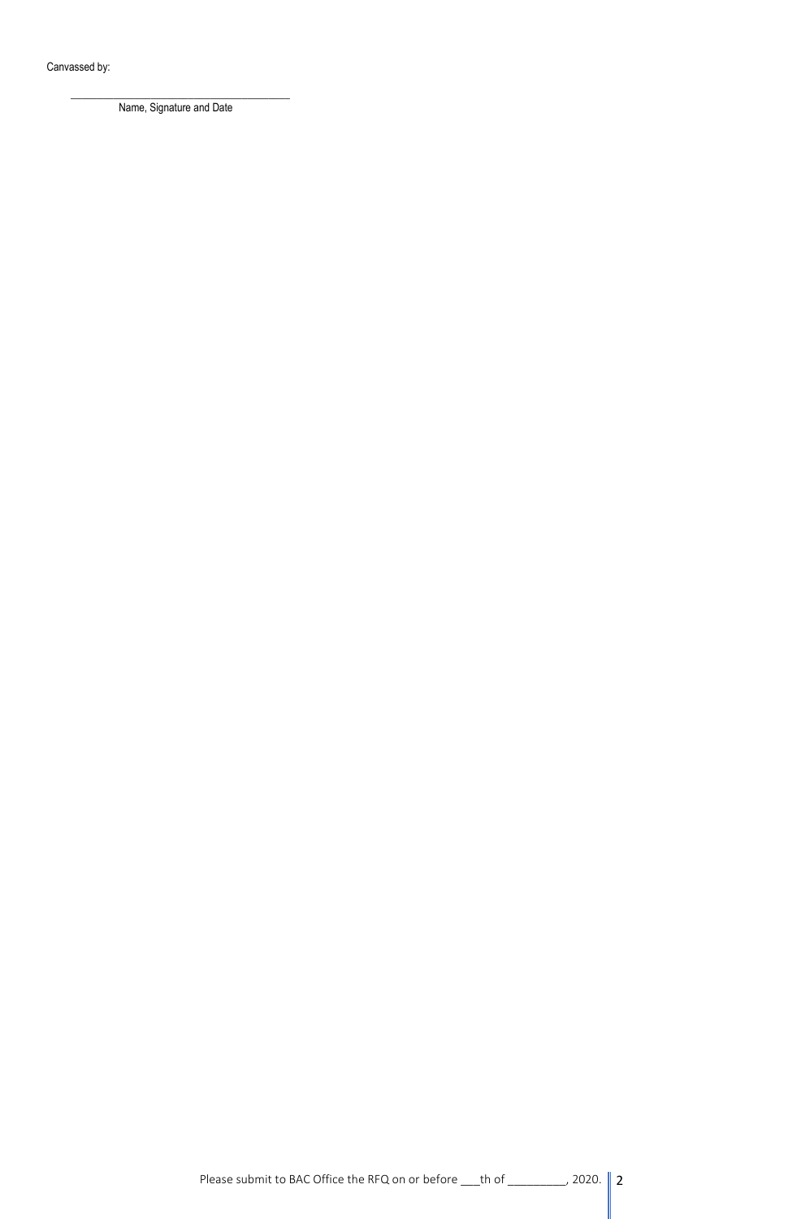Canvassed by:

\_\_\_\_\_\_\_\_\_\_\_\_\_\_\_\_\_\_\_\_\_\_\_\_\_\_\_\_\_\_\_\_\_\_\_\_\_\_\_\_

Name, Signature and Date